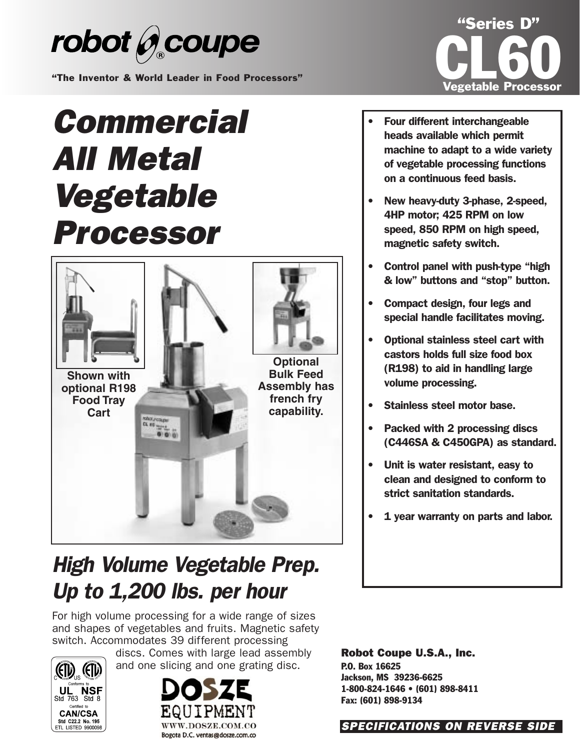robot coupe

"The Inventor & World Leader in Food Processors"

"Series D"

# CL60

Vegetable Processor

# *Commercial All Metal Vegetable Processor*

Shown with optional R198 Food Tray Cart

Optional Bulk Feed Assembly has french fry capability.

## *High Volume Vegetable Prep. Up to 1,200 lbs. per hour*

For high volume processing for a wide range of sizes and shapes of vegetables and fruits. Magnetic safety switch. Accommodates 39 different processing discs. Comes with large lead assembly and one slicing and one grating disc.

ETL C US LISTED — Conforms to UL Std 763, NSF Std 8 — Certified to CAN/CSA Std C22.2 No. 195 — ETL LISTED 9900098

DOSZE EQUIPMENT
WWW.DOSZE.COM.CO
Bogota D.C. ventas@dosze.com.co

- **Four different interchangeable heads available which permit machine to adapt to a wide variety of vegetable processing functions on a continuous feed basis.**
- **New heavy-duty 3-phase, 2-speed, 4HP motor; 425 RPM on low speed, 850 RPM on high speed, magnetic safety switch.**
- **Control panel with push-type "high & low" buttons and "stop" button.**
- **Compact design, four legs and special handle facilitates moving.**
- **Optional stainless steel cart with castors holds full size food box (R198) to aid in handling large volume processing.**
- **Stainless steel motor base.**
- **Packed with 2 processing discs (C446SA & C450GPA) as standard.**
- **Unit is water resistant, easy to clean and designed to conform to strict sanitation standards.**
- **1 year warranty on parts and labor.**

**Robot Coupe U.S.A., Inc.**
**P.O. Box 16625**
**Jackson, MS 39236-6625**
**1-800-824-1646 • (601) 898-8411**
**Fax: (601) 898-9134**

***SPECIFICATIONS ON REVERSE SIDE***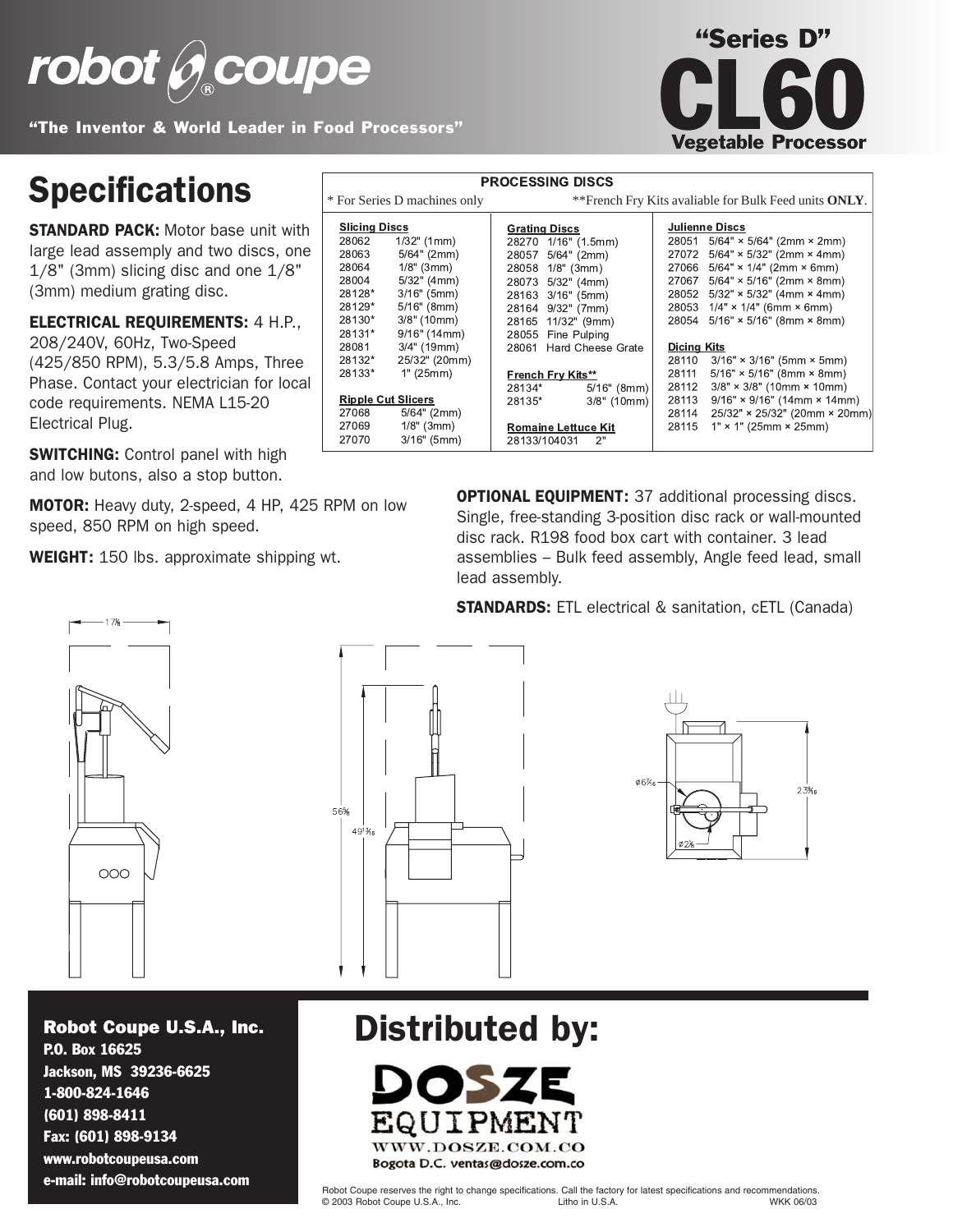# robot coupe®

**"The Inventor & World Leader in Food Processors"**

**"Series D"**
**CL60**
**Vegetable Processor**

# Specifications

**STANDARD PACK:** Motor base unit with large lead assemply and two discs, one 1/8" (3mm) slicing disc and one 1/8" (3mm) medium grating disc.

**ELECTRICAL REQUIREMENTS:** 4 H.P., 208/240V, 60Hz, Two-Speed (425/850 RPM), 5.3/5.8 Amps, Three Phase. Contact your electrician for local code requirements. NEMA L15-20 Electrical Plug.

**SWITCHING:** Control panel with high and low butons, also a stop button.

**MOTOR:** Heavy duty, 2-speed, 4 HP, 425 RPM on low speed, 850 RPM on high speed.

**WEIGHT:** 150 lbs. approximate shipping wt.

## PROCESSING DISCS

\* For Series D machines only

\*\*French Fry Kits avaliable for Bulk Feed units **ONLY**.

**Slicing Discs**

| | |
|---|---|
| 28062 | 1/32" (1mm) |
| 28063 | 5/64" (2mm) |
| 28064 | 1/8" (3mm) |
| 28004 | 5/32" (4mm) |
| 28128* | 3/16" (5mm) |
| 28129* | 5/16" (8mm) |
| 28130* | 3/8" (10mm) |
| 28131* | 9/16" (14mm) |
| 28081 | 3/4" (19mm) |
| 28132* | 25/32" (20mm) |
| 28133* | 1" (25mm) |

**Ripple Cut Slicers**

| | |
|---|---|
| 27068 | 5/64" (2mm) |
| 27069 | 1/8" (3mm) |
| 27070 | 3/16" (5mm) |

**Grating Discs**

| | |
|---|---|
| 28270 | 1/16" (1.5mm) |
| 28057 | 5/64" (2mm) |
| 28058 | 1/8" (3mm) |
| 28073 | 5/32" (4mm) |
| 28163 | 3/16" (5mm) |
| 28164 | 9/32" (7mm) |
| 28165 | 11/32" (9mm) |
| 28055 | Fine Pulping |
| 28061 | Hard Cheese Grate |

**French Fry Kits\*\***

| | |
|---|---|
| 28134* | 5/16" (8mm) |
| 28135* | 3/8" (10mm) |

**Romaine Lettuce Kit**

| | |
|---|---|
| 28133/104031 | 2" |

**Julienne Discs**

| | |
|---|---|
| 28051 | 5/64" × 5/64" (2mm × 2mm) |
| 27072 | 5/64" × 5/32" (2mm × 4mm) |
| 27066 | 5/64" × 1/4" (2mm × 6mm) |
| 27067 | 5/64" × 5/16" (2mm × 8mm) |
| 28052 | 5/32" × 5/32" (4mm × 4mm) |
| 28053 | 1/4" × 1/4" (6mm × 6mm) |
| 28054 | 5/16" × 5/16" (8mm × 8mm) |

**Dicing Kits**

| | |
|---|---|
| 28110 | 3/16" × 3/16" (5mm × 5mm) |
| 28111 | 5/16" × 5/16" (8mm × 8mm) |
| 28112 | 3/8" × 3/8" (10mm × 10mm) |
| 28113 | 9/16" × 9/16" (14mm × 14mm) |
| 28114 | 25/32" × 25/32" (20mm × 20mm) |
| 28115 | 1" × 1" (25mm × 25mm) |

**OPTIONAL EQUIPMENT:** 37 additional processing discs. Single, free-standing 3-position disc rack or wall-mounted disc rack. R198 food box cart with container. 3 lead assemblies – Bulk feed assembly, Angle feed lead, small lead assembly.

**STANDARDS:** ETL electrical & sanitation, cETL (Canada)

17⅞

56⅝

49¹³⁄₁₆

ø6⅞

23⅜

ø2⅜

**Robot Coupe U.S.A., Inc.**
**P.O. Box 16625**
**Jackson, MS 39236-6625**
**1-800-824-1646**
**(601) 898-8411**
**Fax: (601) 898-9134**
**www.robotcoupeusa.com**
**e-mail: info@robotcoupeusa.com**

# Distributed by:

DOSZE EQUIPMENT
WWW.DOSZE.COM.CO
Bogota D.C. ventas@dosze.com.co

Robot Coupe reserves the right to change specifications. Call the factory for latest specifications and recommendations.
© 2003 Robot Coupe U.S.A., Inc. Litho in U.S.A. WKK 06/03